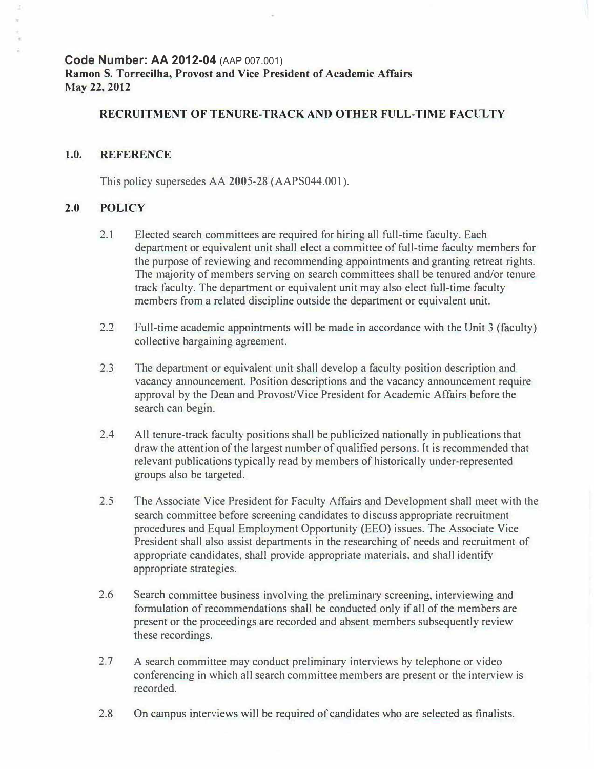**Code Number: AA 2012-04** (AAP 007.001)
**Ramon S. Torrecilha, Provost and Vice President of Academic Affairs**
**May 22, 2012**

## RECRUITMENT OF TENURE-TRACK AND OTHER FULL-TIME FACULTY

### 1.0. REFERENCE

This policy supersedes AA 2005-28 (AAPS044.001).

### 2.0 POLICY

2.1 Elected search committees are required for hiring all full-time faculty. Each department or equivalent unit shall elect a committee of full-time faculty members for the purpose of reviewing and recommending appointments and granting retreat rights. The majority of members serving on search committees shall be tenured and/or tenure track faculty. The department or equivalent unit may also elect full-time faculty members from a related discipline outside the department or equivalent unit.

2.2 Full-time academic appointments will be made in accordance with the Unit 3 (faculty) collective bargaining agreement.

2.3 The department or equivalent unit shall develop a faculty position description and vacancy announcement. Position descriptions and the vacancy announcement require approval by the Dean and Provost/Vice President for Academic Affairs before the search can begin.

2.4 All tenure-track faculty positions shall be publicized nationally in publications that draw the attention of the largest number of qualified persons. It is recommended that relevant publications typically read by members of historically under-represented groups also be targeted.

2.5 The Associate Vice President for Faculty Affairs and Development shall meet with the search committee before screening candidates to discuss appropriate recruitment procedures and Equal Employment Opportunity (EEO) issues. The Associate Vice President shall also assist departments in the researching of needs and recruitment of appropriate candidates, shall provide appropriate materials, and shall identify appropriate strategies.

2.6 Search committee business involving the preliminary screening, interviewing and formulation of recommendations shall be conducted only if all of the members are present or the proceedings are recorded and absent members subsequently review these recordings.

2.7 A search committee may conduct preliminary interviews by telephone or video conferencing in which all search committee members are present or the interview is recorded.

2.8 On campus interviews will be required of candidates who are selected as finalists.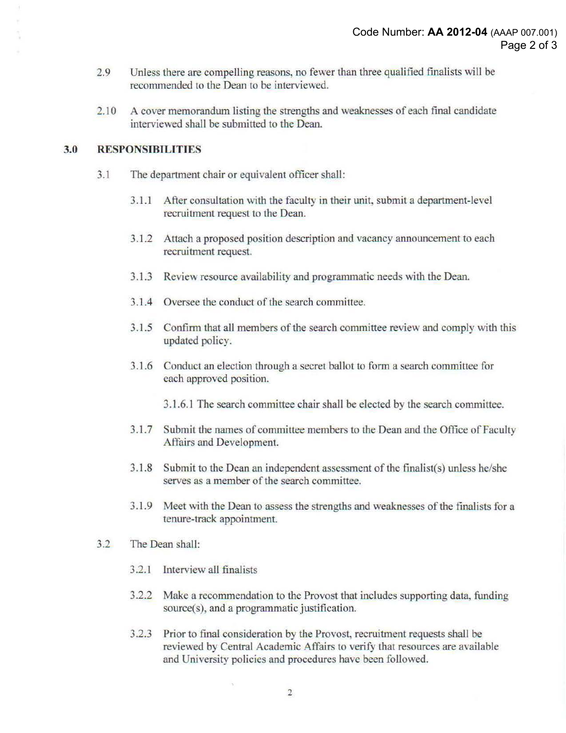2.9 Unless there are compelling reasons, no fewer than three qualified finalists will be recommended to the Dean to be interviewed.

2.10 A cover memorandum listing the strengths and weaknesses of each final candidate interviewed shall be submitted to the Dean.

## 3.0 RESPONSIBILITIES

3.1 The department chair or equivalent officer shall:

3.1.1 After consultation with the faculty in their unit, submit a department-level recruitment request to the Dean.

3.1.2 Attach a proposed position description and vacancy announcement to each recruitment request.

3.1.3 Review resource availability and programmatic needs with the Dean.

3.1.4 Oversee the conduct of the search committee.

3.1.5 Confirm that all members of the search committee review and comply with this updated policy.

3.1.6 Conduct an election through a secret ballot to form a search committee for each approved position.

3.1.6.1 The search committee chair shall be elected by the search committee.

3.1.7 Submit the names of committee members to the Dean and the Office of Faculty Affairs and Development.

3.1.8 Submit to the Dean an independent assessment of the finalist(s) unless he/she serves as a member of the search committee.

3.1.9 Meet with the Dean to assess the strengths and weaknesses of the finalists for a tenure-track appointment.

3.2 The Dean shall:

3.2.1 Interview all finalists

3.2.2 Make a recommendation to the Provost that includes supporting data, funding source(s), and a programmatic justification.

3.2.3 Prior to final consideration by the Provost, recruitment requests shall be reviewed by Central Academic Affairs to verify that resources are available and University policies and procedures have been followed.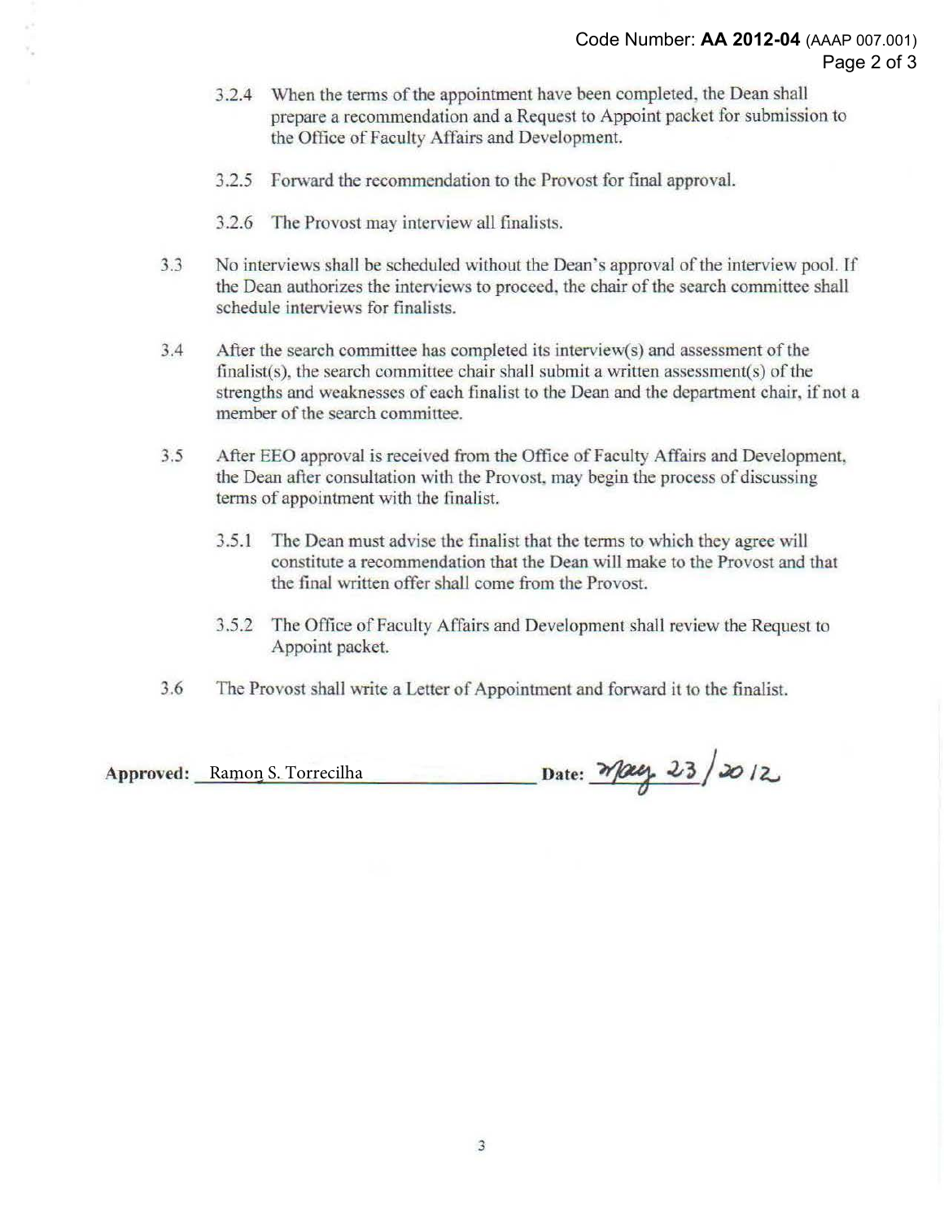3.2.4 When the terms of the appointment have been completed, the Dean shall prepare a recommendation and a Request to Appoint packet for submission to the Office of Faculty Affairs and Development.

3.2.5 Forward the recommendation to the Provost for final approval.

3.2.6 The Provost may interview all finalists.

3.3 No interviews shall be scheduled without the Dean's approval of the interview pool. If the Dean authorizes the interviews to proceed, the chair of the search committee shall schedule interviews for finalists.

3.4 After the search committee has completed its interview(s) and assessment of the finalist(s), the search committee chair shall submit a written assessment(s) of the strengths and weaknesses of each finalist to the Dean and the department chair, if not a member of the search committee.

3.5 After EEO approval is received from the Office of Faculty Affairs and Development, the Dean after consultation with the Provost, may begin the process of discussing terms of appointment with the finalist.

3.5.1 The Dean must advise the finalist that the terms to which they agree will constitute a recommendation that the Dean will make to the Provost and that the final written offer shall come from the Provost.

3.5.2 The Office of Faculty Affairs and Development shall review the Request to Appoint packet.

3.6 The Provost shall write a Letter of Appointment and forward it to the finalist.

**Approved:** Ramon S. Torrecilha **Date:** May 23/2012